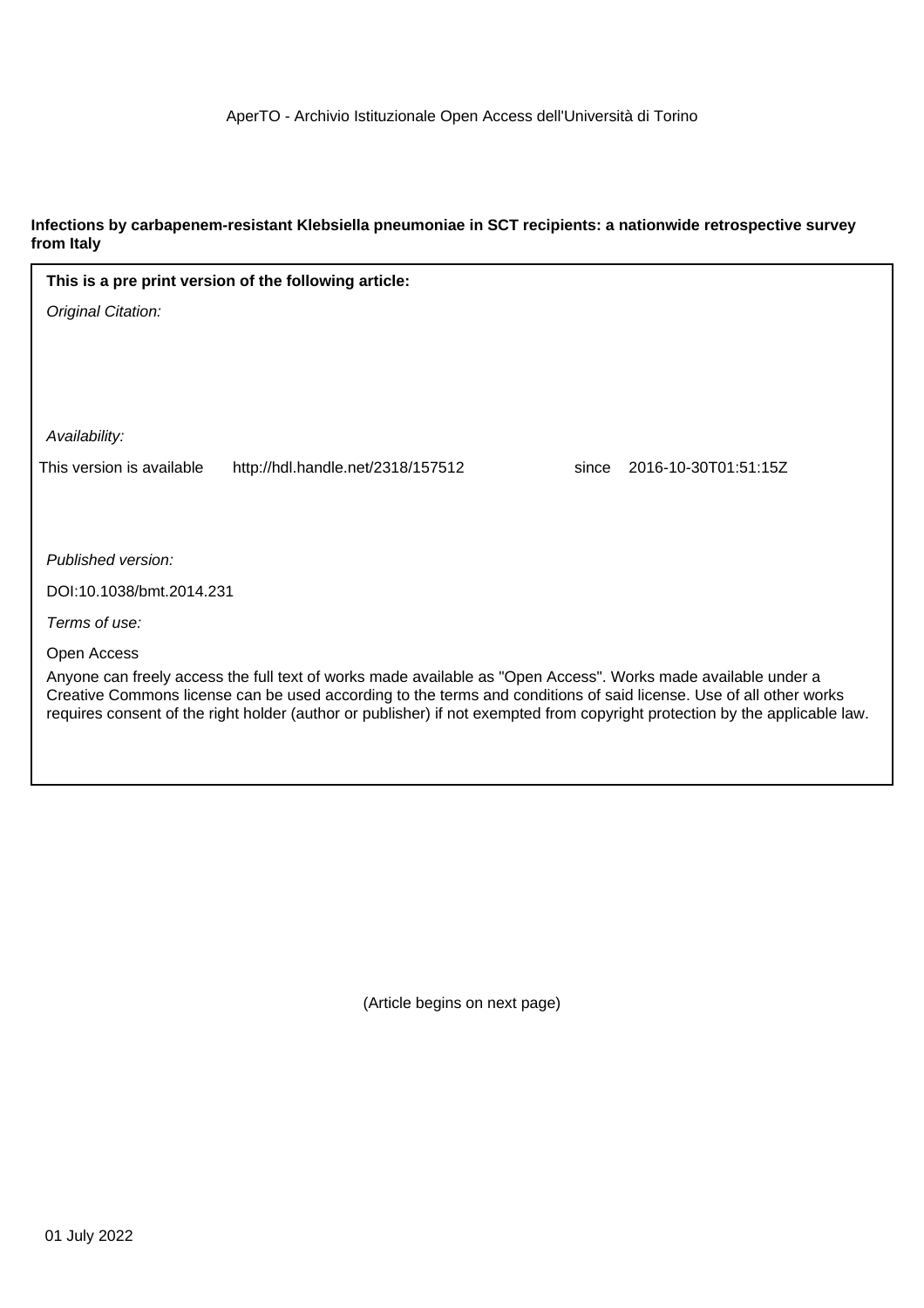AperTO - Archivio Istituzionale Open Access dell'Università di Torino

**Infections by carbapenem-resistant Klebsiella pneumoniae in SCT recipients: a nationwide retrospective survey from Italy**

**This is a pre print version of the following article:**

*Original Citation:*

*Availability:*

This version is available http://hdl.handle.net/2318/157512 since 2016-10-30T01:51:15Z

*Published version:*

DOI:10.1038/bmt.2014.231

*Terms of use:*

Open Access

Anyone can freely access the full text of works made available as "Open Access". Works made available under a Creative Commons license can be used according to the terms and conditions of said license. Use of all other works requires consent of the right holder (author or publisher) if not exempted from copyright protection by the applicable law.

(Article begins on next page)

01 July 2022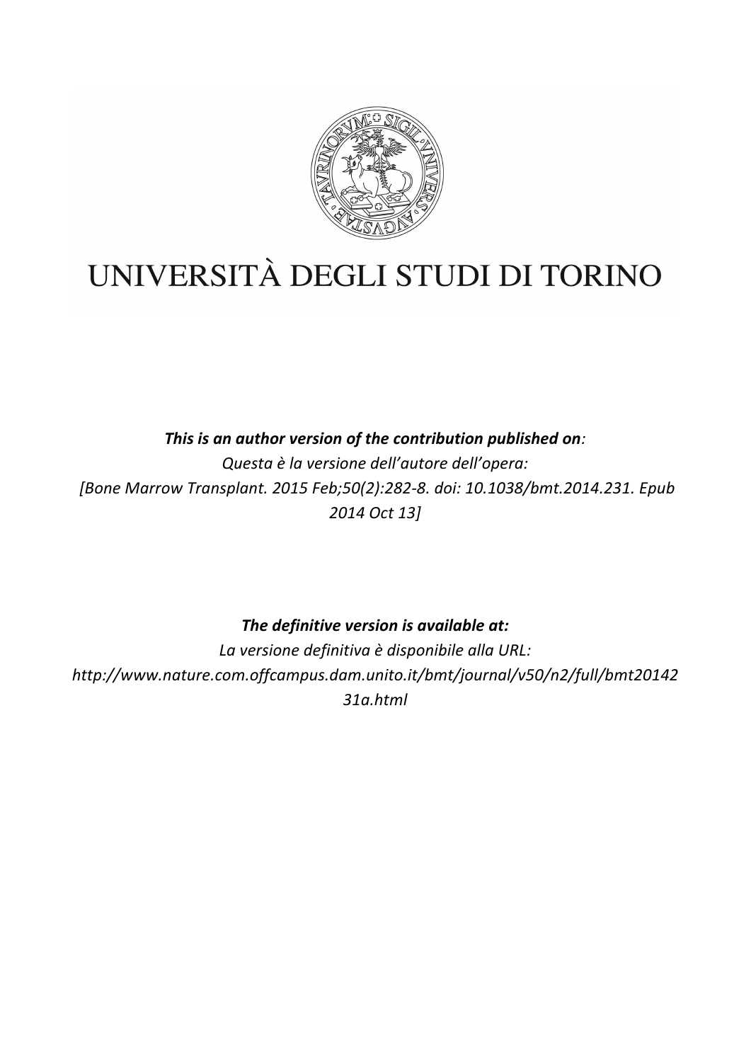UNIVERSITÀ DEGLI STUDI DI TORINO

***This is an author version of the contribution published on:***

*Questa è la versione dell'autore dell'opera:*

*[Bone Marrow Transplant. 2015 Feb;50(2):282-8. doi: 10.1038/bmt.2014.231. Epub 2014 Oct 13]*

***The definitive version is available at:***

*La versione definitiva è disponibile alla URL:*

*http://www.nature.com.offcampus.dam.unito.it/bmt/journal/v50/n2/full/bmt201423 1a.html*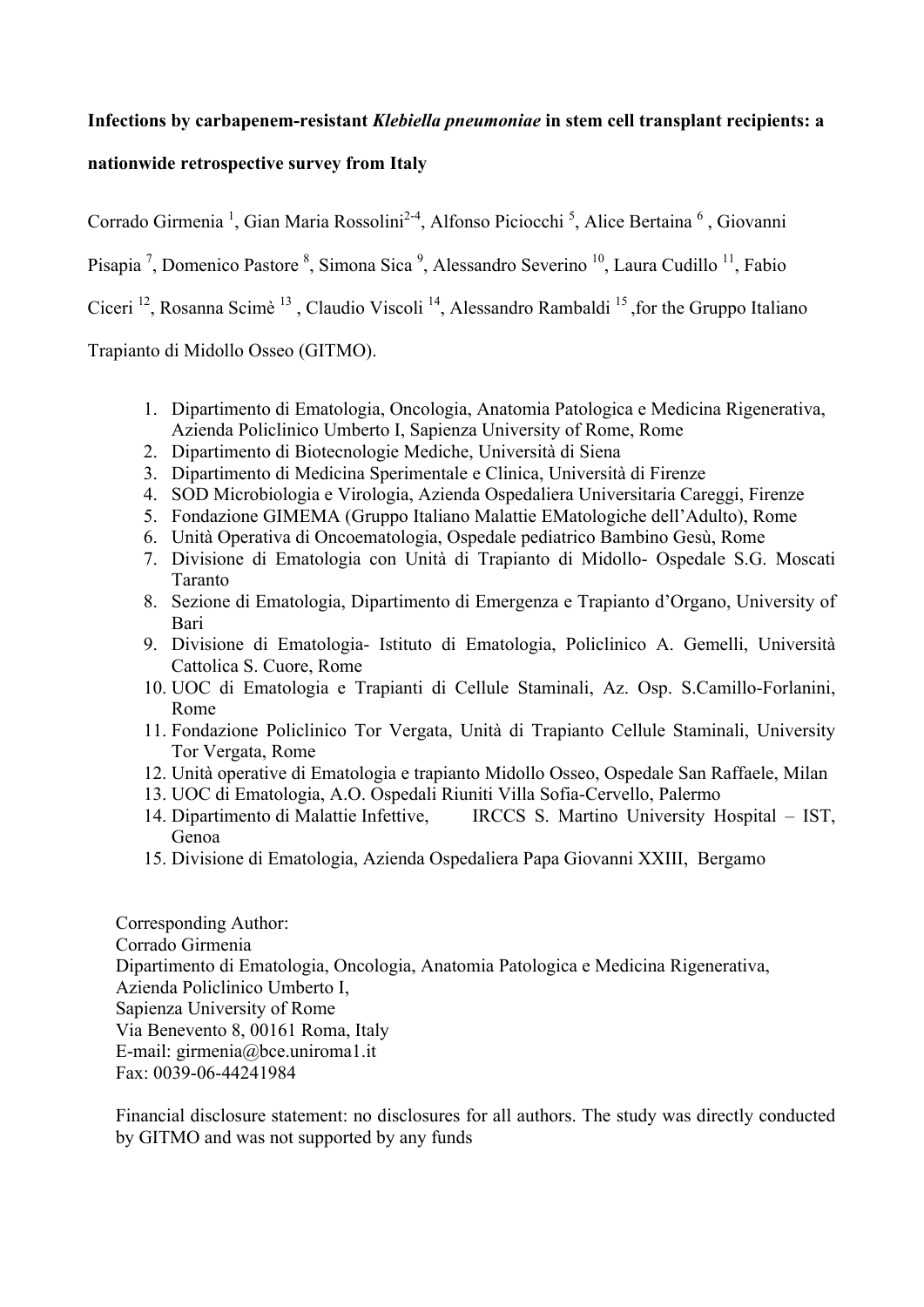**Infections by carbapenem-resistant *Klebiella pneumoniae* in stem cell transplant recipients: a nationwide retrospective survey from Italy**

Corrado Girmenia [1], Gian Maria Rossolini[2-4], Alfonso Piciocchi [5], Alice Bertaina [6], Giovanni Pisapia [7], Domenico Pastore [8], Simona Sica [9], Alessandro Severino [10], Laura Cudillo [11], Fabio Ciceri [12], Rosanna Scimè [13], Claudio Viscoli [14], Alessandro Rambaldi [15], for the Gruppo Italiano Trapianto di Midollo Osseo (GITMO).

1. Dipartimento di Ematologia, Oncologia, Anatomia Patologica e Medicina Rigenerativa, Azienda Policlinico Umberto I, Sapienza University of Rome, Rome
2. Dipartimento di Biotecnologie Mediche, Università di Siena
3. Dipartimento di Medicina Sperimentale e Clinica, Università di Firenze
4. SOD Microbiologia e Virologia, Azienda Ospedaliera Universitaria Careggi, Firenze
5. Fondazione GIMEMA (Gruppo Italiano Malattie EMatologiche dell'Adulto), Rome
6. Unità Operativa di Oncoematologia, Ospedale pediatrico Bambino Gesù, Rome
7. Divisione di Ematologia con Unità di Trapianto di Midollo- Ospedale S.G. Moscati Taranto
8. Sezione di Ematologia, Dipartimento di Emergenza e Trapianto d'Organo, University of Bari
9. Divisione di Ematologia- Istituto di Ematologia, Policlinico A. Gemelli, Università Cattolica S. Cuore, Rome
10. UOC di Ematologia e Trapianti di Cellule Staminali, Az. Osp. S.Camillo-Forlanini, Rome
11. Fondazione Policlinico Tor Vergata, Unità di Trapianto Cellule Staminali, University Tor Vergata, Rome
12. Unità operative di Ematologia e trapianto Midollo Osseo, Ospedale San Raffaele, Milan
13. UOC di Ematologia, A.O. Ospedali Riuniti Villa Sofia-Cervello, Palermo
14. Dipartimento di Malattie Infettive, IRCCS S. Martino University Hospital – IST, Genoa
15. Divisione di Ematologia, Azienda Ospedaliera Papa Giovanni XXIII, Bergamo

Corresponding Author:
Corrado Girmenia
Dipartimento di Ematologia, Oncologia, Anatomia Patologica e Medicina Rigenerativa,
Azienda Policlinico Umberto I,
Sapienza University of Rome
Via Benevento 8, 00161 Roma, Italy
E-mail: girmenia@bce.uniroma1.it
Fax: 0039-06-44241984

Financial disclosure statement: no disclosures for all authors. The study was directly conducted by GITMO and was not supported by any funds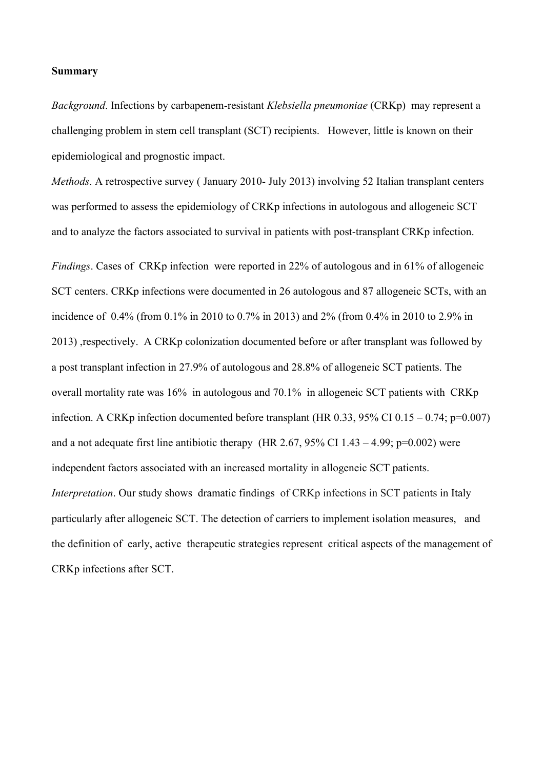**Summary**

*Background*. Infections by carbapenem-resistant *Klebsiella pneumoniae* (CRKp) may represent a challenging problem in stem cell transplant (SCT) recipients. However, little is known on their epidemiological and prognostic impact.

*Methods*. A retrospective survey ( January 2010- July 2013) involving 52 Italian transplant centers was performed to assess the epidemiology of CRKp infections in autologous and allogeneic SCT and to analyze the factors associated to survival in patients with post-transplant CRKp infection.

*Findings*. Cases of CRKp infection were reported in 22% of autologous and in 61% of allogeneic SCT centers. CRKp infections were documented in 26 autologous and 87 allogeneic SCTs, with an incidence of 0.4% (from 0.1% in 2010 to 0.7% in 2013) and 2% (from 0.4% in 2010 to 2.9% in 2013) ,respectively. A CRKp colonization documented before or after transplant was followed by a post transplant infection in 27.9% of autologous and 28.8% of allogeneic SCT patients. The overall mortality rate was 16% in autologous and 70.1% in allogeneic SCT patients with CRKp infection. A CRKp infection documented before transplant (HR 0.33, 95% CI 0.15 – 0.74; p=0.007) and a not adequate first line antibiotic therapy (HR 2.67, 95% CI 1.43 – 4.99; p=0.002) were independent factors associated with an increased mortality in allogeneic SCT patients.

*Interpretation*. Our study shows dramatic findings of CRKp infections in SCT patients in Italy particularly after allogeneic SCT. The detection of carriers to implement isolation measures, and the definition of early, active therapeutic strategies represent critical aspects of the management of CRKp infections after SCT.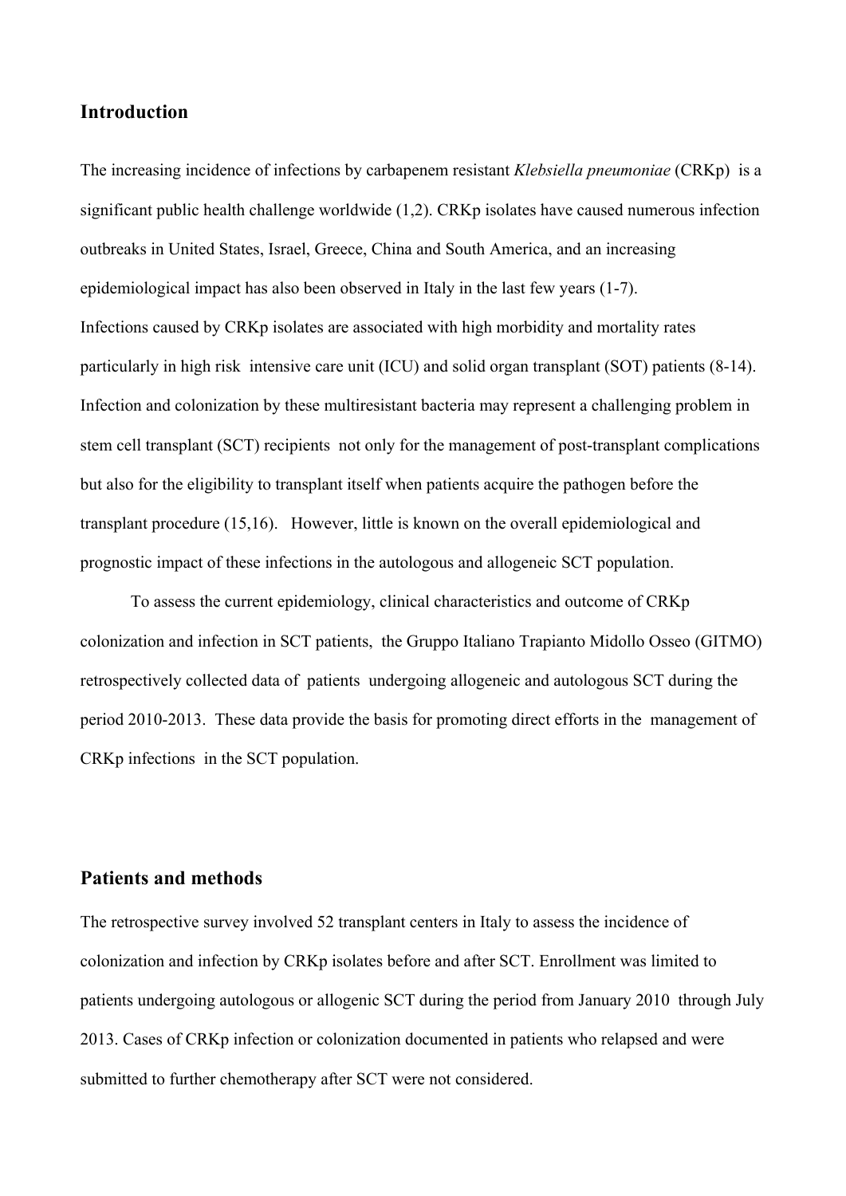## Introduction

The increasing incidence of infections by carbapenem resistant *Klebsiella pneumoniae* (CRKp) is a significant public health challenge worldwide (1,2). CRKp isolates have caused numerous infection outbreaks in United States, Israel, Greece, China and South America, and an increasing epidemiological impact has also been observed in Italy in the last few years (1-7).
Infections caused by CRKp isolates are associated with high morbidity and mortality rates particularly in high risk intensive care unit (ICU) and solid organ transplant (SOT) patients (8-14). Infection and colonization by these multiresistant bacteria may represent a challenging problem in stem cell transplant (SCT) recipients not only for the management of post-transplant complications but also for the eligibility to transplant itself when patients acquire the pathogen before the transplant procedure (15,16). However, little is known on the overall epidemiological and prognostic impact of these infections in the autologous and allogeneic SCT population.

To assess the current epidemiology, clinical characteristics and outcome of CRKp colonization and infection in SCT patients, the Gruppo Italiano Trapianto Midollo Osseo (GITMO) retrospectively collected data of patients undergoing allogeneic and autologous SCT during the period 2010-2013. These data provide the basis for promoting direct efforts in the management of CRKp infections in the SCT population.

## Patients and methods

The retrospective survey involved 52 transplant centers in Italy to assess the incidence of colonization and infection by CRKp isolates before and after SCT. Enrollment was limited to patients undergoing autologous or allogenic SCT during the period from January 2010 through July 2013. Cases of CRKp infection or colonization documented in patients who relapsed and were submitted to further chemotherapy after SCT were not considered.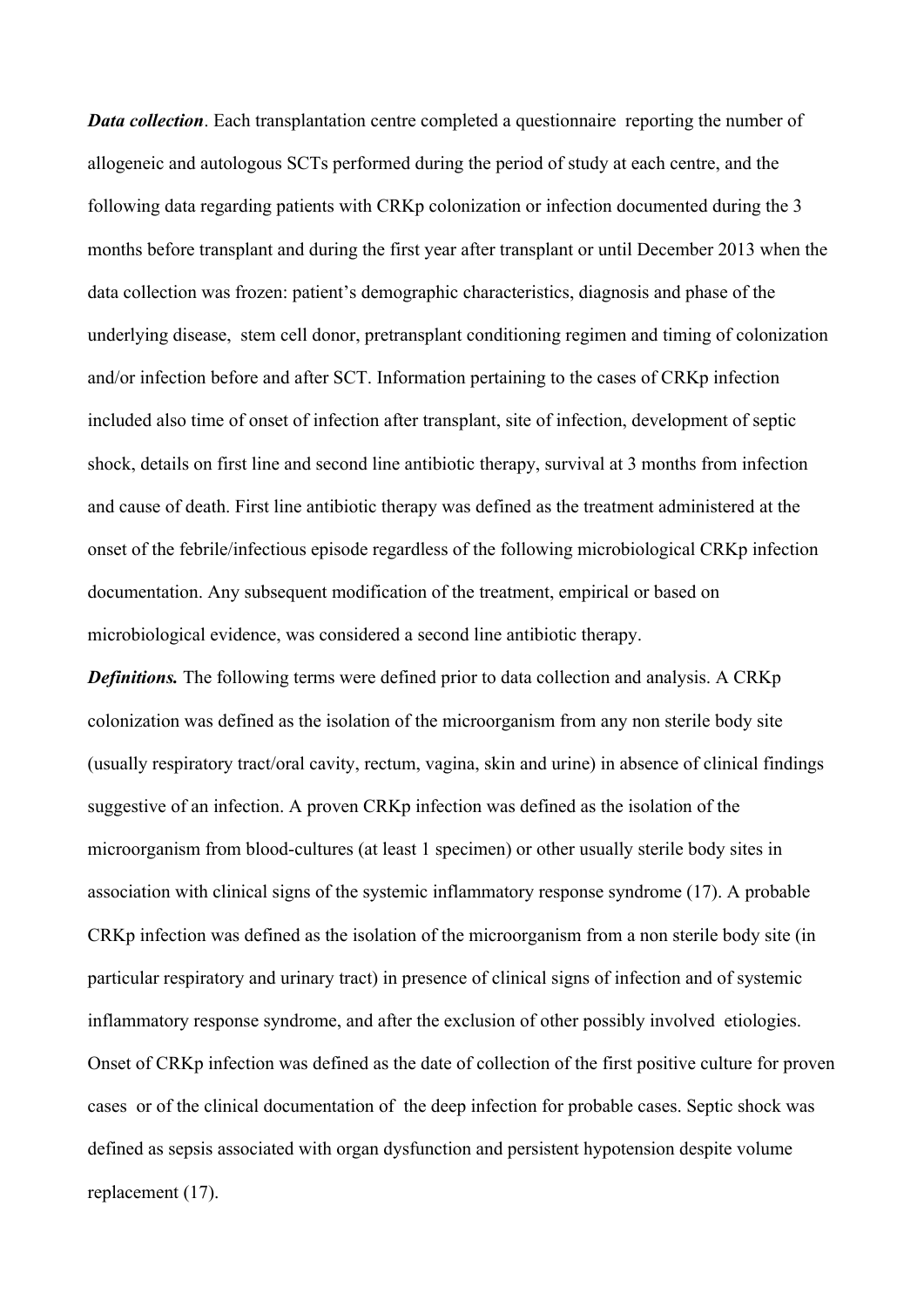***Data collection***. Each transplantation centre completed a questionnaire reporting the number of allogeneic and autologous SCTs performed during the period of study at each centre, and the following data regarding patients with CRKp colonization or infection documented during the 3 months before transplant and during the first year after transplant or until December 2013 when the data collection was frozen: patient's demographic characteristics, diagnosis and phase of the underlying disease, stem cell donor, pretransplant conditioning regimen and timing of colonization and/or infection before and after SCT. Information pertaining to the cases of CRKp infection included also time of onset of infection after transplant, site of infection, development of septic shock, details on first line and second line antibiotic therapy, survival at 3 months from infection and cause of death. First line antibiotic therapy was defined as the treatment administered at the onset of the febrile/infectious episode regardless of the following microbiological CRKp infection documentation. Any subsequent modification of the treatment, empirical or based on microbiological evidence, was considered a second line antibiotic therapy.

***Definitions.*** The following terms were defined prior to data collection and analysis. A CRKp colonization was defined as the isolation of the microorganism from any non sterile body site (usually respiratory tract/oral cavity, rectum, vagina, skin and urine) in absence of clinical findings suggestive of an infection. A proven CRKp infection was defined as the isolation of the microorganism from blood-cultures (at least 1 specimen) or other usually sterile body sites in association with clinical signs of the systemic inflammatory response syndrome (17). A probable CRKp infection was defined as the isolation of the microorganism from a non sterile body site (in particular respiratory and urinary tract) in presence of clinical signs of infection and of systemic inflammatory response syndrome, and after the exclusion of other possibly involved etiologies. Onset of CRKp infection was defined as the date of collection of the first positive culture for proven cases or of the clinical documentation of the deep infection for probable cases. Septic shock was defined as sepsis associated with organ dysfunction and persistent hypotension despite volume replacement (17).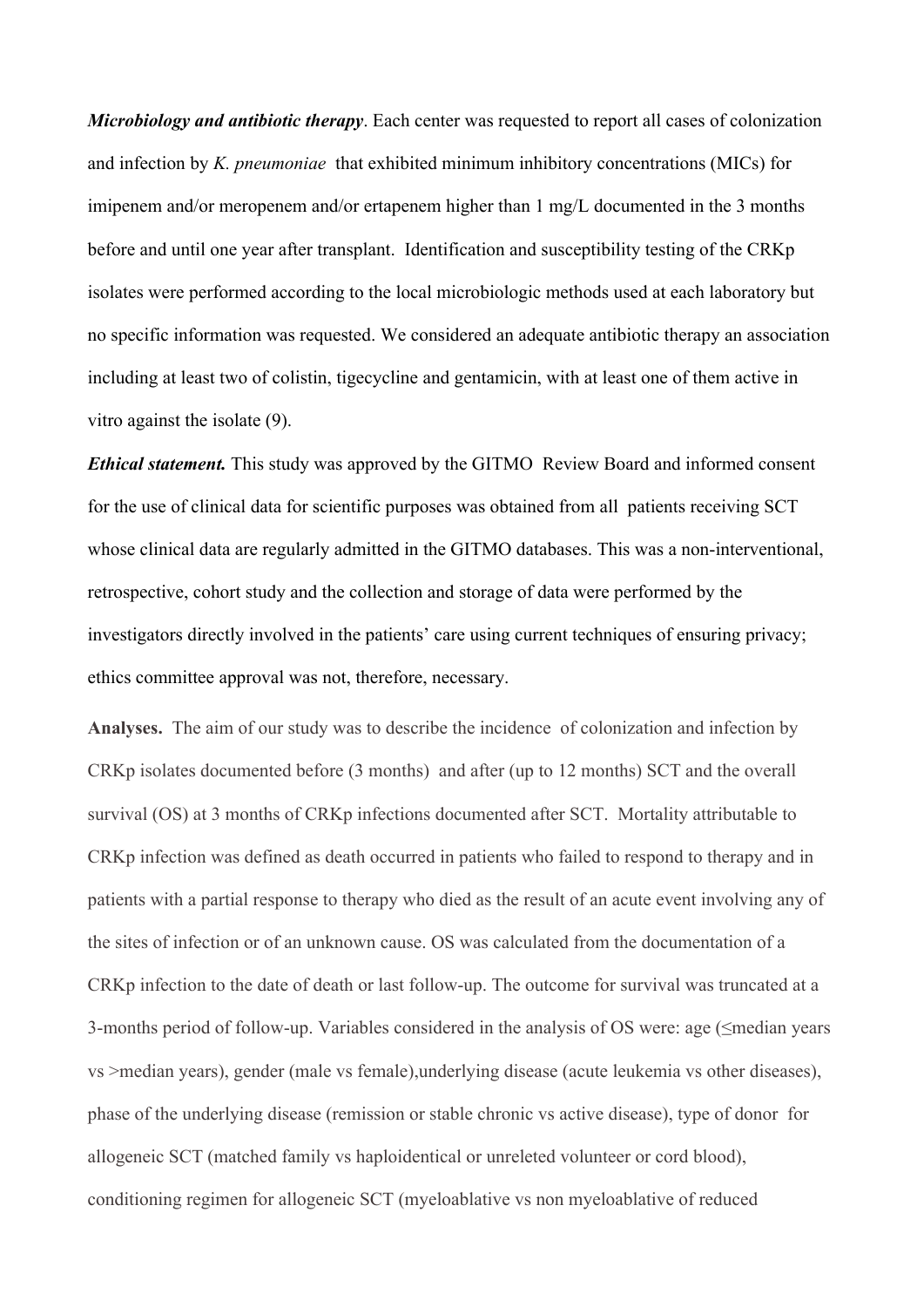***Microbiology and antibiotic therapy***. Each center was requested to report all cases of colonization and infection by *K. pneumoniae* that exhibited minimum inhibitory concentrations (MICs) for imipenem and/or meropenem and/or ertapenem higher than 1 mg/L documented in the 3 months before and until one year after transplant. Identification and susceptibility testing of the CRKp isolates were performed according to the local microbiologic methods used at each laboratory but no specific information was requested. We considered an adequate antibiotic therapy an association including at least two of colistin, tigecycline and gentamicin, with at least one of them active in vitro against the isolate (9).

***Ethical statement.*** This study was approved by the GITMO Review Board and informed consent for the use of clinical data for scientific purposes was obtained from all patients receiving SCT whose clinical data are regularly admitted in the GITMO databases. This was a non-interventional, retrospective, cohort study and the collection and storage of data were performed by the investigators directly involved in the patients' care using current techniques of ensuring privacy; ethics committee approval was not, therefore, necessary.

**Analyses.** The aim of our study was to describe the incidence of colonization and infection by CRKp isolates documented before (3 months) and after (up to 12 months) SCT and the overall survival (OS) at 3 months of CRKp infections documented after SCT. Mortality attributable to CRKp infection was defined as death occurred in patients who failed to respond to therapy and in patients with a partial response to therapy who died as the result of an acute event involving any of the sites of infection or of an unknown cause. OS was calculated from the documentation of a CRKp infection to the date of death or last follow-up. The outcome for survival was truncated at a 3-months period of follow-up. Variables considered in the analysis of OS were: age (≤median years vs >median years), gender (male vs female),underlying disease (acute leukemia vs other diseases), phase of the underlying disease (remission or stable chronic vs active disease), type of donor for allogeneic SCT (matched family vs haploidentical or unreleted volunteer or cord blood), conditioning regimen for allogeneic SCT (myeloablative vs non myeloablative of reduced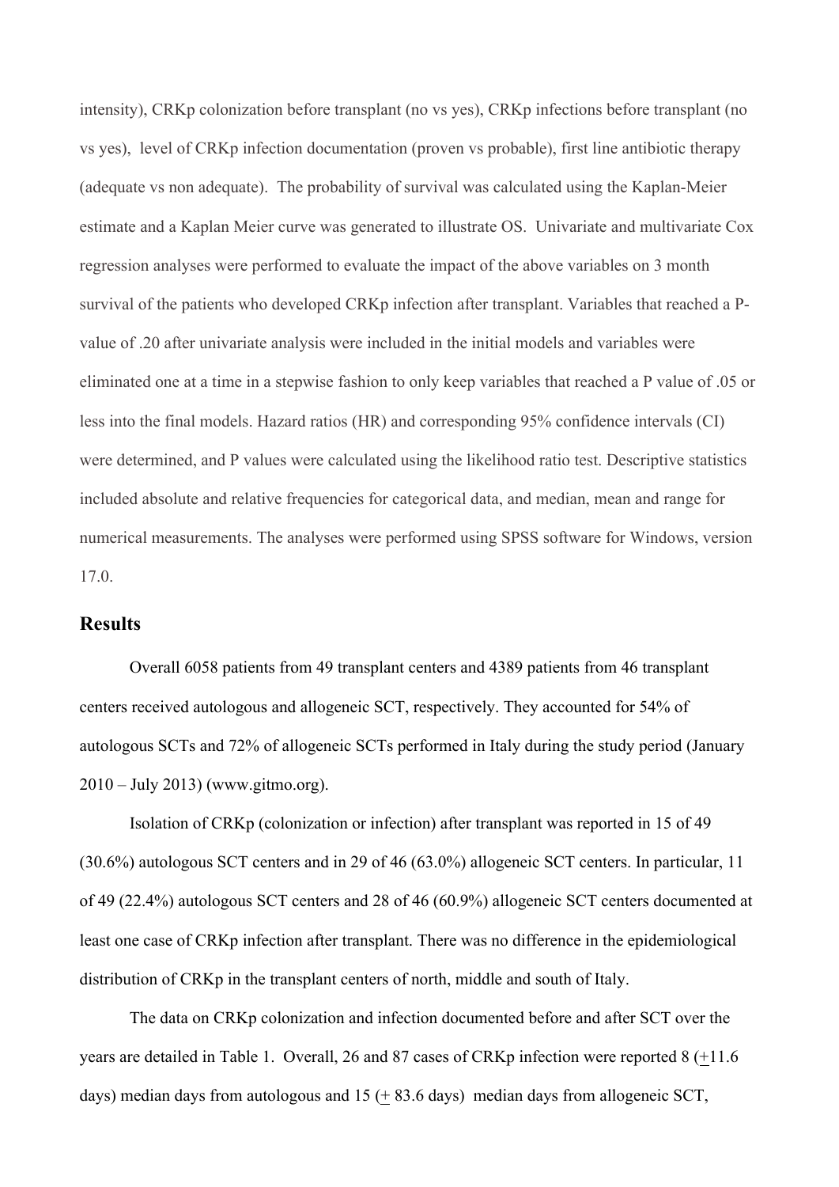intensity), CRKp colonization before transplant (no vs yes), CRKp infections before transplant (no vs yes), level of CRKp infection documentation (proven vs probable), first line antibiotic therapy (adequate vs non adequate). The probability of survival was calculated using the Kaplan-Meier estimate and a Kaplan Meier curve was generated to illustrate OS. Univariate and multivariate Cox regression analyses were performed to evaluate the impact of the above variables on 3 month survival of the patients who developed CRKp infection after transplant. Variables that reached a P-value of .20 after univariate analysis were included in the initial models and variables were eliminated one at a time in a stepwise fashion to only keep variables that reached a P value of .05 or less into the final models. Hazard ratios (HR) and corresponding 95% confidence intervals (CI) were determined, and P values were calculated using the likelihood ratio test. Descriptive statistics included absolute and relative frequencies for categorical data, and median, mean and range for numerical measurements. The analyses were performed using SPSS software for Windows, version 17.0.

## Results

Overall 6058 patients from 49 transplant centers and 4389 patients from 46 transplant centers received autologous and allogeneic SCT, respectively. They accounted for 54% of autologous SCTs and 72% of allogeneic SCTs performed in Italy during the study period (January 2010 – July 2013) (www.gitmo.org).

Isolation of CRKp (colonization or infection) after transplant was reported in 15 of 49 (30.6%) autologous SCT centers and in 29 of 46 (63.0%) allogeneic SCT centers. In particular, 11 of 49 (22.4%) autologous SCT centers and 28 of 46 (60.9%) allogeneic SCT centers documented at least one case of CRKp infection after transplant. There was no difference in the epidemiological distribution of CRKp in the transplant centers of north, middle and south of Italy.

The data on CRKp colonization and infection documented before and after SCT over the years are detailed in Table 1. Overall, 26 and 87 cases of CRKp infection were reported 8 ($\pm$11.6 days) median days from autologous and 15 ($\pm$ 83.6 days) median days from allogeneic SCT,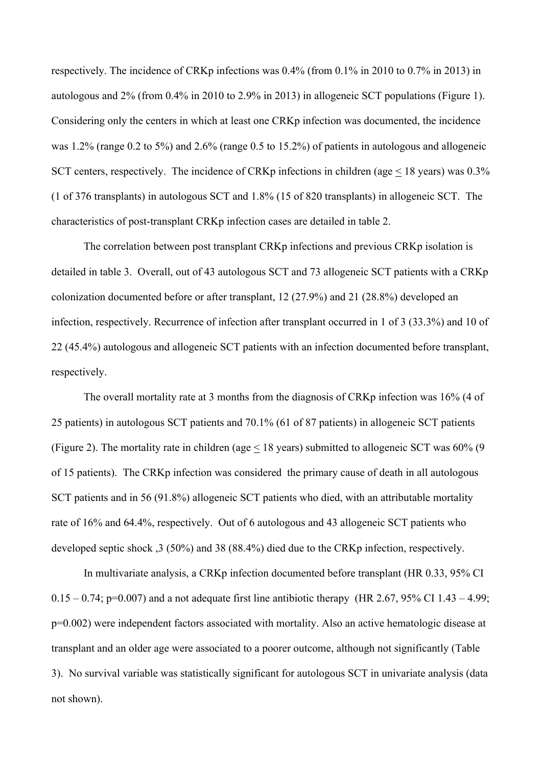respectively. The incidence of CRKp infections was 0.4% (from 0.1% in 2010 to 0.7% in 2013) in autologous and 2% (from 0.4% in 2010 to 2.9% in 2013) in allogeneic SCT populations (Figure 1). Considering only the centers in which at least one CRKp infection was documented, the incidence was 1.2% (range 0.2 to 5%) and 2.6% (range 0.5 to 15.2%) of patients in autologous and allogeneic SCT centers, respectively. The incidence of CRKp infections in children (age $\leq$ 18 years) was 0.3% (1 of 376 transplants) in autologous SCT and 1.8% (15 of 820 transplants) in allogeneic SCT. The characteristics of post-transplant CRKp infection cases are detailed in table 2.

The correlation between post transplant CRKp infections and previous CRKp isolation is detailed in table 3. Overall, out of 43 autologous SCT and 73 allogeneic SCT patients with a CRKp colonization documented before or after transplant, 12 (27.9%) and 21 (28.8%) developed an infection, respectively. Recurrence of infection after transplant occurred in 1 of 3 (33.3%) and 10 of 22 (45.4%) autologous and allogeneic SCT patients with an infection documented before transplant, respectively.

The overall mortality rate at 3 months from the diagnosis of CRKp infection was 16% (4 of 25 patients) in autologous SCT patients and 70.1% (61 of 87 patients) in allogeneic SCT patients (Figure 2). The mortality rate in children (age $\leq$ 18 years) submitted to allogeneic SCT was 60% (9 of 15 patients). The CRKp infection was considered the primary cause of death in all autologous SCT patients and in 56 (91.8%) allogeneic SCT patients who died, with an attributable mortality rate of 16% and 64.4%, respectively. Out of 6 autologous and 43 allogeneic SCT patients who developed septic shock ,3 (50%) and 38 (88.4%) died due to the CRKp infection, respectively.

In multivariate analysis, a CRKp infection documented before transplant (HR 0.33, 95% CI 0.15 – 0.74; p=0.007) and a not adequate first line antibiotic therapy (HR 2.67, 95% CI 1.43 – 4.99; p=0.002) were independent factors associated with mortality. Also an active hematologic disease at transplant and an older age were associated to a poorer outcome, although not significantly (Table 3). No survival variable was statistically significant for autologous SCT in univariate analysis (data not shown).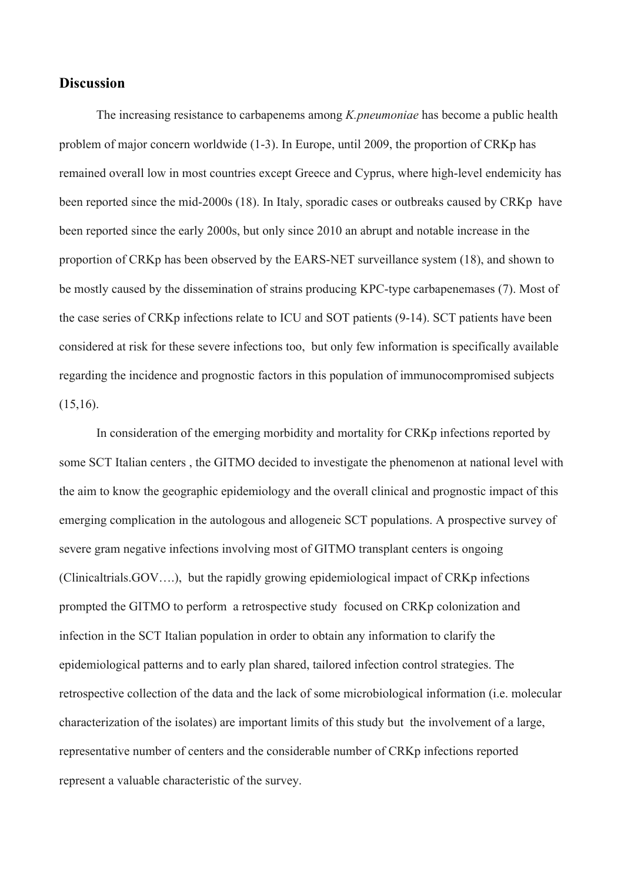## Discussion

The increasing resistance to carbapenems among *K.pneumoniae* has become a public health problem of major concern worldwide (1-3). In Europe, until 2009, the proportion of CRKp has remained overall low in most countries except Greece and Cyprus, where high-level endemicity has been reported since the mid-2000s (18). In Italy, sporadic cases or outbreaks caused by CRKp have been reported since the early 2000s, but only since 2010 an abrupt and notable increase in the proportion of CRKp has been observed by the EARS-NET surveillance system (18), and shown to be mostly caused by the dissemination of strains producing KPC-type carbapenemases (7). Most of the case series of CRKp infections relate to ICU and SOT patients (9-14). SCT patients have been considered at risk for these severe infections too, but only few information is specifically available regarding the incidence and prognostic factors in this population of immunocompromised subjects (15,16).

In consideration of the emerging morbidity and mortality for CRKp infections reported by some SCT Italian centers , the GITMO decided to investigate the phenomenon at national level with the aim to know the geographic epidemiology and the overall clinical and prognostic impact of this emerging complication in the autologous and allogeneic SCT populations. A prospective survey of severe gram negative infections involving most of GITMO transplant centers is ongoing (Clinicaltrials.GOV….), but the rapidly growing epidemiological impact of CRKp infections prompted the GITMO to perform a retrospective study focused on CRKp colonization and infection in the SCT Italian population in order to obtain any information to clarify the epidemiological patterns and to early plan shared, tailored infection control strategies. The retrospective collection of the data and the lack of some microbiological information (i.e. molecular characterization of the isolates) are important limits of this study but the involvement of a large, representative number of centers and the considerable number of CRKp infections reported represent a valuable characteristic of the survey.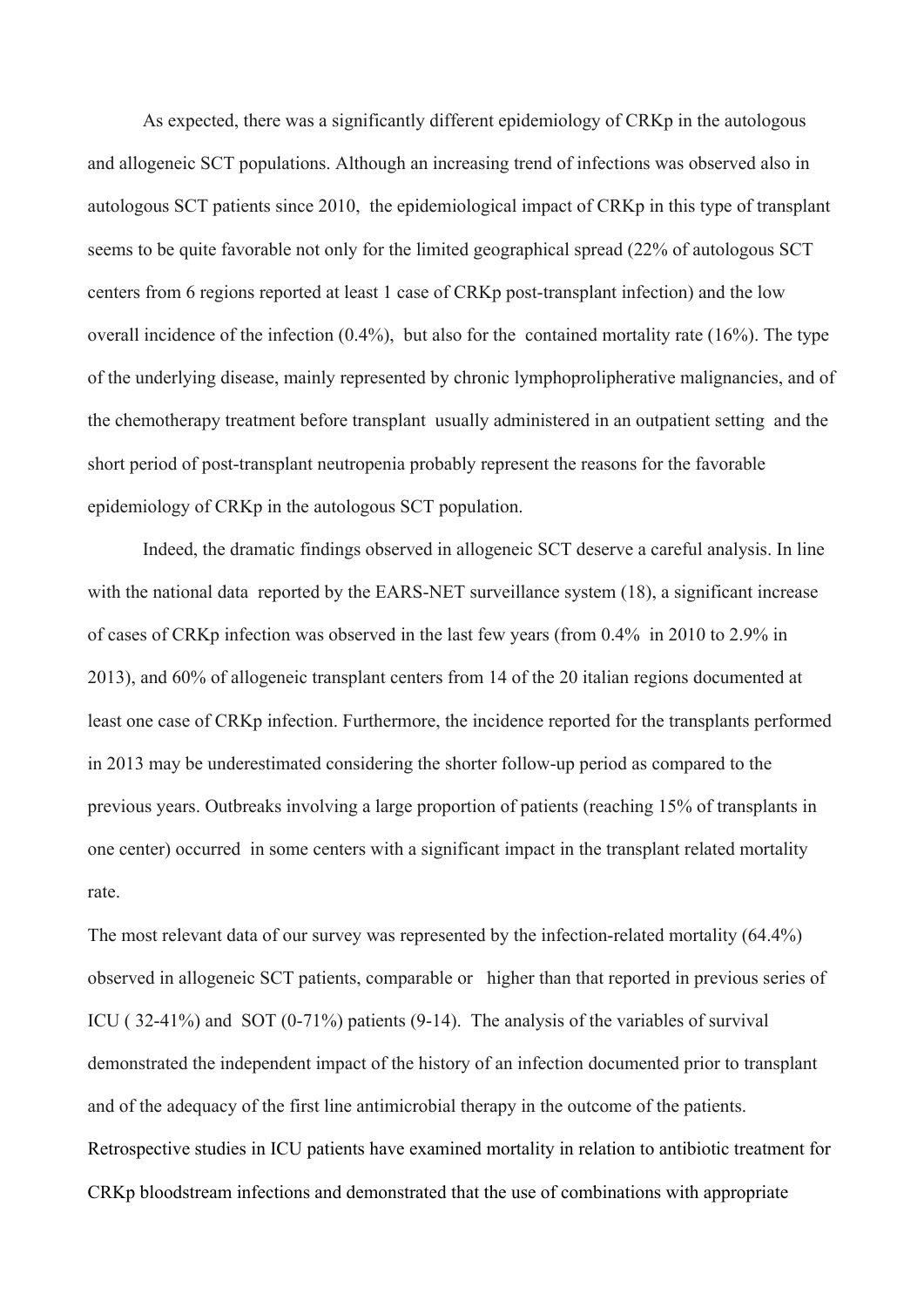As expected, there was a significantly different epidemiology of CRKp in the autologous and allogeneic SCT populations. Although an increasing trend of infections was observed also in autologous SCT patients since 2010, the epidemiological impact of CRKp in this type of transplant seems to be quite favorable not only for the limited geographical spread (22% of autologous SCT centers from 6 regions reported at least 1 case of CRKp post-transplant infection) and the low overall incidence of the infection (0.4%), but also for the contained mortality rate (16%). The type of the underlying disease, mainly represented by chronic lymphoprolipherative malignancies, and of the chemotherapy treatment before transplant usually administered in an outpatient setting and the short period of post-transplant neutropenia probably represent the reasons for the favorable epidemiology of CRKp in the autologous SCT population.

Indeed, the dramatic findings observed in allogeneic SCT deserve a careful analysis. In line with the national data reported by the EARS-NET surveillance system (18), a significant increase of cases of CRKp infection was observed in the last few years (from 0.4% in 2010 to 2.9% in 2013), and 60% of allogeneic transplant centers from 14 of the 20 italian regions documented at least one case of CRKp infection. Furthermore, the incidence reported for the transplants performed in 2013 may be underestimated considering the shorter follow-up period as compared to the previous years. Outbreaks involving a large proportion of patients (reaching 15% of transplants in one center) occurred in some centers with a significant impact in the transplant related mortality rate.

The most relevant data of our survey was represented by the infection-related mortality (64.4%) observed in allogeneic SCT patients, comparable or higher than that reported in previous series of ICU ( 32-41%) and SOT (0-71%) patients (9-14). The analysis of the variables of survival demonstrated the independent impact of the history of an infection documented prior to transplant and of the adequacy of the first line antimicrobial therapy in the outcome of the patients. Retrospective studies in ICU patients have examined mortality in relation to antibiotic treatment for CRKp bloodstream infections and demonstrated that the use of combinations with appropriate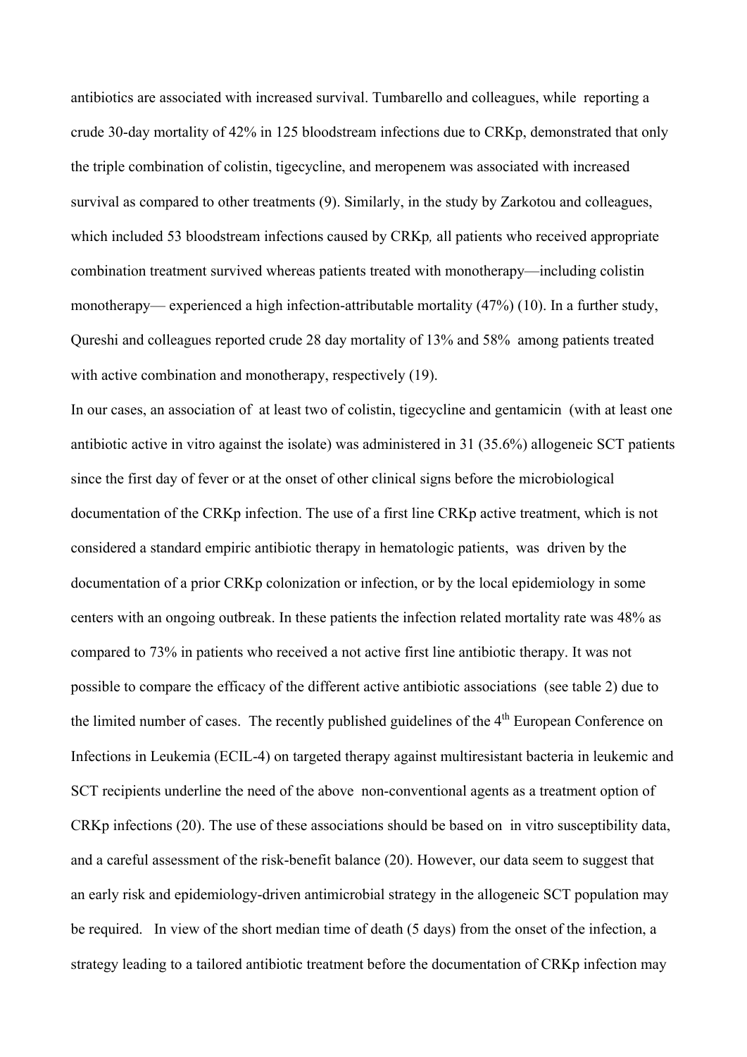antibiotics are associated with increased survival. Tumbarello and colleagues, while reporting a crude 30-day mortality of 42% in 125 bloodstream infections due to CRKp, demonstrated that only the triple combination of colistin, tigecycline, and meropenem was associated with increased survival as compared to other treatments (9). Similarly, in the study by Zarkotou and colleagues, which included 53 bloodstream infections caused by CRKp*,* all patients who received appropriate combination treatment survived whereas patients treated with monotherapy—including colistin monotherapy— experienced a high infection-attributable mortality (47%) (10). In a further study, Qureshi and colleagues reported crude 28 day mortality of 13% and 58% among patients treated with active combination and monotherapy, respectively (19).

In our cases, an association of at least two of colistin, tigecycline and gentamicin (with at least one antibiotic active in vitro against the isolate) was administered in 31 (35.6%) allogeneic SCT patients since the first day of fever or at the onset of other clinical signs before the microbiological documentation of the CRKp infection. The use of a first line CRKp active treatment, which is not considered a standard empiric antibiotic therapy in hematologic patients, was driven by the documentation of a prior CRKp colonization or infection, or by the local epidemiology in some centers with an ongoing outbreak. In these patients the infection related mortality rate was 48% as compared to 73% in patients who received a not active first line antibiotic therapy. It was not possible to compare the efficacy of the different active antibiotic associations (see table 2) due to the limited number of cases. The recently published guidelines of the 4th European Conference on Infections in Leukemia (ECIL-4) on targeted therapy against multiresistant bacteria in leukemic and SCT recipients underline the need of the above non-conventional agents as a treatment option of CRKp infections (20). The use of these associations should be based on in vitro susceptibility data, and a careful assessment of the risk-benefit balance (20). However, our data seem to suggest that an early risk and epidemiology-driven antimicrobial strategy in the allogeneic SCT population may be required. In view of the short median time of death (5 days) from the onset of the infection, a strategy leading to a tailored antibiotic treatment before the documentation of CRKp infection may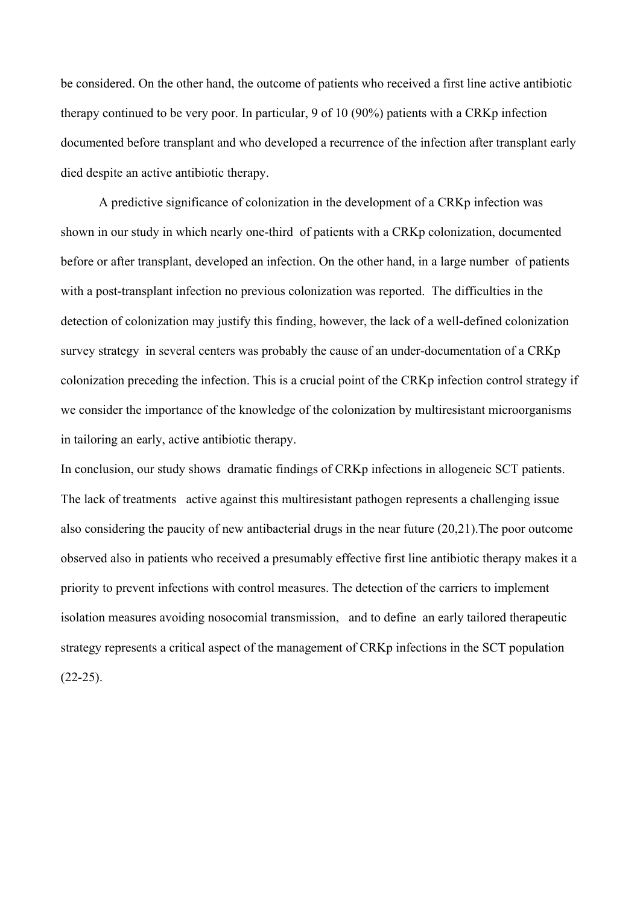be considered. On the other hand, the outcome of patients who received a first line active antibiotic therapy continued to be very poor. In particular, 9 of 10 (90%) patients with a CRKp infection documented before transplant and who developed a recurrence of the infection after transplant early died despite an active antibiotic therapy.

A predictive significance of colonization in the development of a CRKp infection was shown in our study in which nearly one-third of patients with a CRKp colonization, documented before or after transplant, developed an infection. On the other hand, in a large number of patients with a post-transplant infection no previous colonization was reported. The difficulties in the detection of colonization may justify this finding, however, the lack of a well-defined colonization survey strategy in several centers was probably the cause of an under-documentation of a CRKp colonization preceding the infection. This is a crucial point of the CRKp infection control strategy if we consider the importance of the knowledge of the colonization by multiresistant microorganisms in tailoring an early, active antibiotic therapy.

In conclusion, our study shows dramatic findings of CRKp infections in allogeneic SCT patients. The lack of treatments active against this multiresistant pathogen represents a challenging issue also considering the paucity of new antibacterial drugs in the near future (20,21).The poor outcome observed also in patients who received a presumably effective first line antibiotic therapy makes it a priority to prevent infections with control measures. The detection of the carriers to implement isolation measures avoiding nosocomial transmission, and to define an early tailored therapeutic strategy represents a critical aspect of the management of CRKp infections in the SCT population (22-25).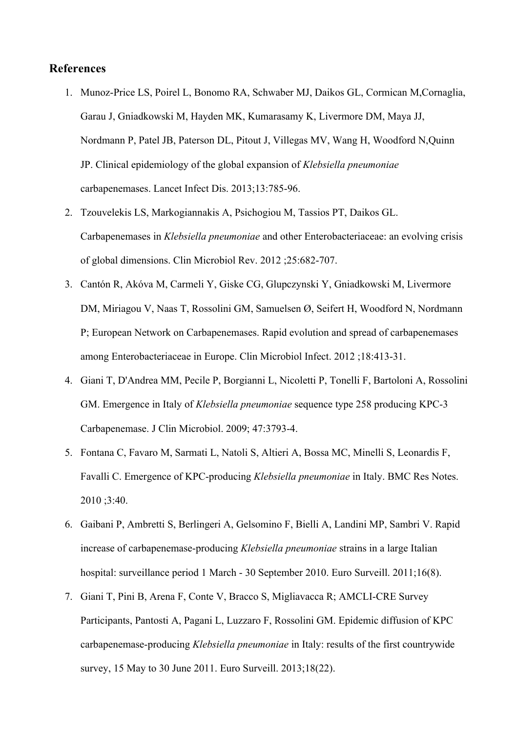## References

1. Munoz-Price LS, Poirel L, Bonomo RA, Schwaber MJ, Daikos GL, Cormican M,Cornaglia, Garau J, Gniadkowski M, Hayden MK, Kumarasamy K, Livermore DM, Maya JJ, Nordmann P, Patel JB, Paterson DL, Pitout J, Villegas MV, Wang H, Woodford N,Quinn JP. Clinical epidemiology of the global expansion of *Klebsiella pneumoniae* carbapenemases. Lancet Infect Dis. 2013;13:785-96.
2. Tzouvelekis LS, Markogiannakis A, Psichogiou M, Tassios PT, Daikos GL. Carbapenemases in *Klebsiella pneumoniae* and other Enterobacteriaceae: an evolving crisis of global dimensions. Clin Microbiol Rev. 2012 ;25:682-707.
3. Cantón R, Akóva M, Carmeli Y, Giske CG, Glupczynski Y, Gniadkowski M, Livermore DM, Miriagou V, Naas T, Rossolini GM, Samuelsen Ø, Seifert H, Woodford N, Nordmann P; European Network on Carbapenemases. Rapid evolution and spread of carbapenemases among Enterobacteriaceae in Europe. Clin Microbiol Infect. 2012 ;18:413-31.
4. Giani T, D'Andrea MM, Pecile P, Borgianni L, Nicoletti P, Tonelli F, Bartoloni A, Rossolini GM. Emergence in Italy of *Klebsiella pneumoniae* sequence type 258 producing KPC-3 Carbapenemase. J Clin Microbiol. 2009; 47:3793-4.
5. Fontana C, Favaro M, Sarmati L, Natoli S, Altieri A, Bossa MC, Minelli S, Leonardis F, Favalli C. Emergence of KPC-producing *Klebsiella pneumoniae* in Italy. BMC Res Notes. 2010 ;3:40.
6. Gaibani P, Ambretti S, Berlingeri A, Gelsomino F, Bielli A, Landini MP, Sambri V. Rapid increase of carbapenemase-producing *Klebsiella pneumoniae* strains in a large Italian hospital: surveillance period 1 March - 30 September 2010. Euro Surveill. 2011;16(8).
7. Giani T, Pini B, Arena F, Conte V, Bracco S, Migliavacca R; AMCLI-CRE Survey Participants, Pantosti A, Pagani L, Luzzaro F, Rossolini GM. Epidemic diffusion of KPC carbapenemase-producing *Klebsiella pneumoniae* in Italy: results of the first countrywide survey, 15 May to 30 June 2011. Euro Surveill. 2013;18(22).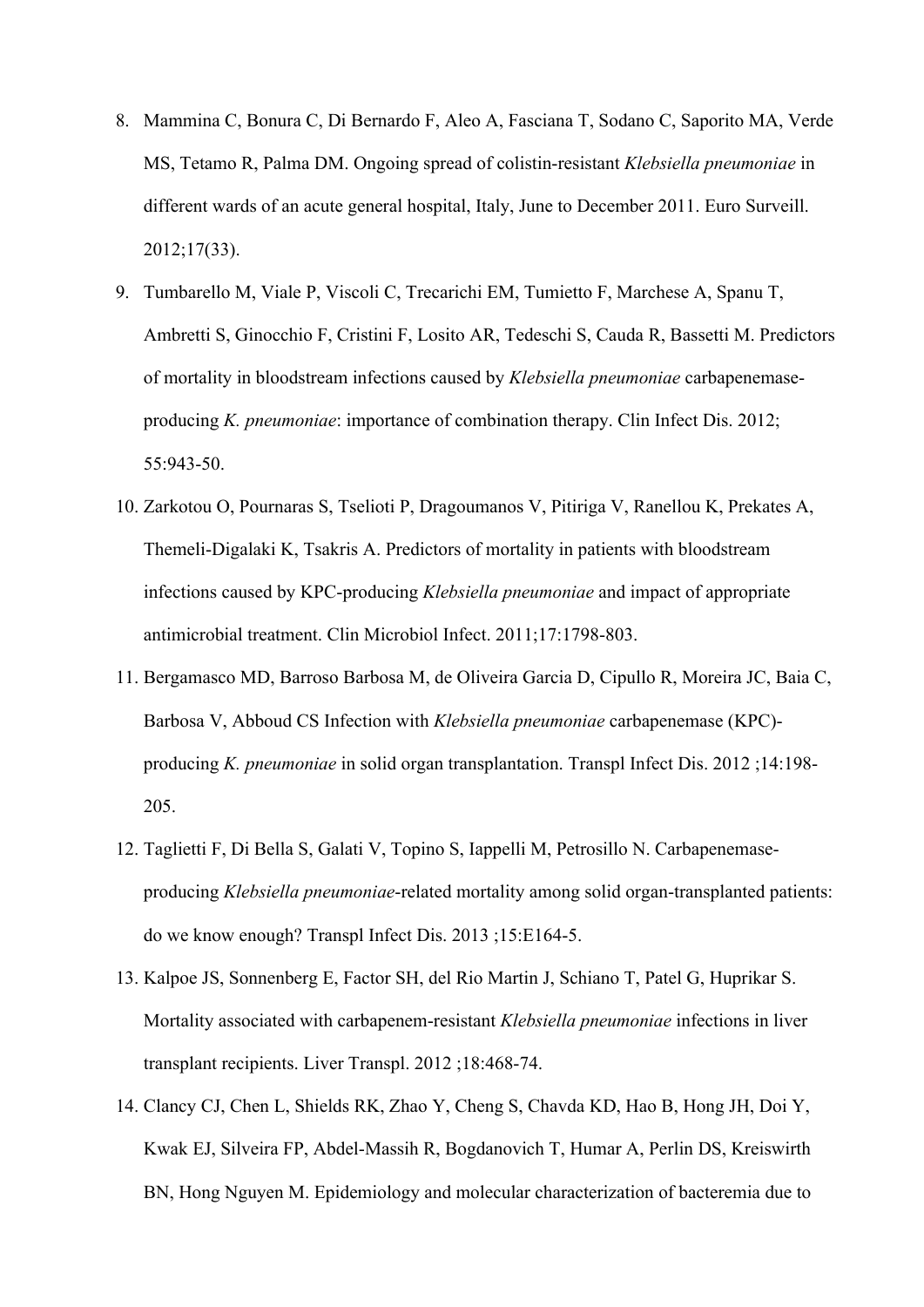8. Mammina C, Bonura C, Di Bernardo F, Aleo A, Fasciana T, Sodano C, Saporito MA, Verde MS, Tetamo R, Palma DM. Ongoing spread of colistin-resistant *Klebsiella pneumoniae* in different wards of an acute general hospital, Italy, June to December 2011. Euro Surveill. 2012;17(33).
9. Tumbarello M, Viale P, Viscoli C, Trecarichi EM, Tumietto F, Marchese A, Spanu T, Ambretti S, Ginocchio F, Cristini F, Losito AR, Tedeschi S, Cauda R, Bassetti M. Predictors of mortality in bloodstream infections caused by *Klebsiella pneumoniae* carbapenemase-producing *K. pneumoniae*: importance of combination therapy. Clin Infect Dis. 2012; 55:943-50.
10. Zarkotou O, Pournaras S, Tselioti P, Dragoumanos V, Pitiriga V, Ranellou K, Prekates A, Themeli-Digalaki K, Tsakris A. Predictors of mortality in patients with bloodstream infections caused by KPC-producing *Klebsiella pneumoniae* and impact of appropriate antimicrobial treatment. Clin Microbiol Infect. 2011;17:1798-803.
11. Bergamasco MD, Barroso Barbosa M, de Oliveira Garcia D, Cipullo R, Moreira JC, Baia C, Barbosa V, Abboud CS Infection with *Klebsiella pneumoniae* carbapenemase (KPC)-producing *K. pneumoniae* in solid organ transplantation. Transpl Infect Dis. 2012 ;14:198-205.
12. Taglietti F, Di Bella S, Galati V, Topino S, Iappelli M, Petrosillo N. Carbapenemase-producing *Klebsiella pneumoniae*-related mortality among solid organ-transplanted patients: do we know enough? Transpl Infect Dis. 2013 ;15:E164-5.
13. Kalpoe JS, Sonnenberg E, Factor SH, del Rio Martin J, Schiano T, Patel G, Huprikar S. Mortality associated with carbapenem-resistant *Klebsiella pneumoniae* infections in liver transplant recipients. Liver Transpl. 2012 ;18:468-74.
14. Clancy CJ, Chen L, Shields RK, Zhao Y, Cheng S, Chavda KD, Hao B, Hong JH, Doi Y, Kwak EJ, Silveira FP, Abdel-Massih R, Bogdanovich T, Humar A, Perlin DS, Kreiswirth BN, Hong Nguyen M. Epidemiology and molecular characterization of bacteremia due to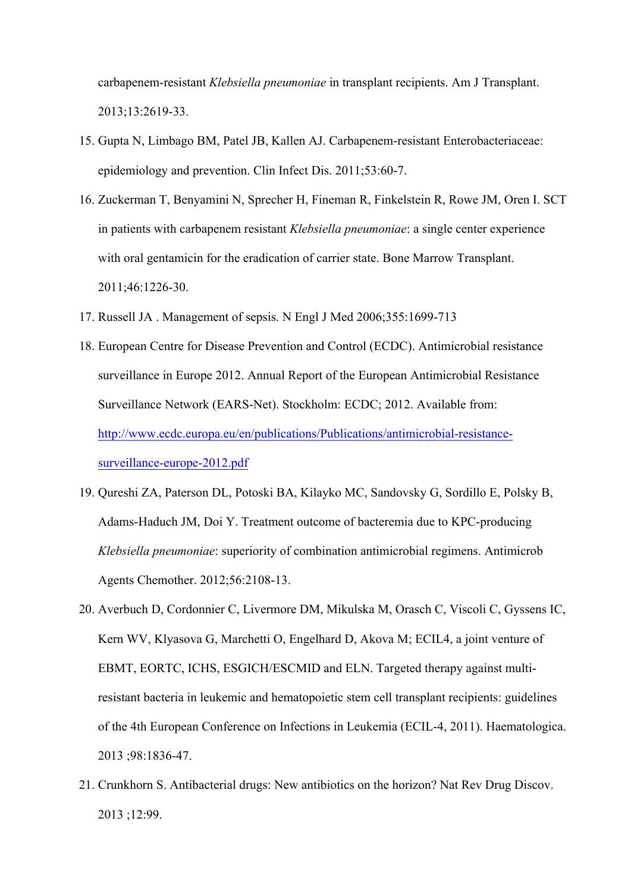carbapenem-resistant *Klebsiella pneumoniae* in transplant recipients. Am J Transplant. 2013;13:2619-33.

15. Gupta N, Limbago BM, Patel JB, Kallen AJ. Carbapenem-resistant Enterobacteriaceae: epidemiology and prevention. Clin Infect Dis. 2011;53:60-7.
16. Zuckerman T, Benyamini N, Sprecher H, Fineman R, Finkelstein R, Rowe JM, Oren I. SCT in patients with carbapenem resistant *Klebsiella pneumoniae*: a single center experience with oral gentamicin for the eradication of carrier state. Bone Marrow Transplant. 2011;46:1226-30.
17. Russell JA . Management of sepsis. N Engl J Med 2006;355:1699-713
18. European Centre for Disease Prevention and Control (ECDC). Antimicrobial resistance surveillance in Europe 2012. Annual Report of the European Antimicrobial Resistance Surveillance Network (EARS-Net). Stockholm: ECDC; 2012. Available from: [http://www.ecdc.europa.eu/en/publications/Publications/antimicrobial-resistance-surveillance-europe-2012.pdf](http://www.ecdc.europa.eu/en/publications/Publications/antimicrobial-resistance-surveillance-europe-2012.pdf)
19. Qureshi ZA, Paterson DL, Potoski BA, Kilayko MC, Sandovsky G, Sordillo E, Polsky B, Adams-Haduch JM, Doi Y. Treatment outcome of bacteremia due to KPC-producing *Klebsiella pneumoniae*: superiority of combination antimicrobial regimens. Antimicrob Agents Chemother. 2012;56:2108-13.
20. Averbuch D, Cordonnier C, Livermore DM, Mikulska M, Orasch C, Viscoli C, Gyssens IC, Kern WV, Klyasova G, Marchetti O, Engelhard D, Akova M; ECIL4, a joint venture of EBMT, EORTC, ICHS, ESGICH/ESCMID and ELN. Targeted therapy against multi-resistant bacteria in leukemic and hematopoietic stem cell transplant recipients: guidelines of the 4th European Conference on Infections in Leukemia (ECIL-4, 2011). Haematologica. 2013 ;98:1836-47.
21. Crunkhorn S. Antibacterial drugs: New antibiotics on the horizon? Nat Rev Drug Discov. 2013 ;12:99.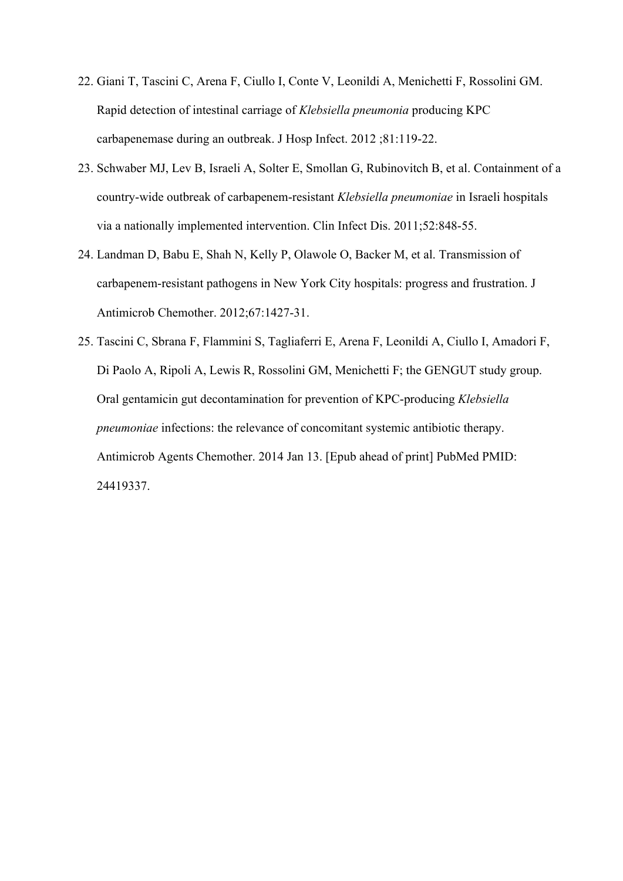22. Giani T, Tascini C, Arena F, Ciullo I, Conte V, Leonildi A, Menichetti F, Rossolini GM. Rapid detection of intestinal carriage of *Klebsiella pneumonia* producing KPC carbapenemase during an outbreak. J Hosp Infect. 2012 ;81:119-22.
23. Schwaber MJ, Lev B, Israeli A, Solter E, Smollan G, Rubinovitch B, et al. Containment of a country-wide outbreak of carbapenem-resistant *Klebsiella pneumoniae* in Israeli hospitals via a nationally implemented intervention. Clin Infect Dis. 2011;52:848-55.
24. Landman D, Babu E, Shah N, Kelly P, Olawole O, Backer M, et al. Transmission of carbapenem-resistant pathogens in New York City hospitals: progress and frustration. J Antimicrob Chemother. 2012;67:1427-31.
25. Tascini C, Sbrana F, Flammini S, Tagliaferri E, Arena F, Leonildi A, Ciullo I, Amadori F, Di Paolo A, Ripoli A, Lewis R, Rossolini GM, Menichetti F; the GENGUT study group. Oral gentamicin gut decontamination for prevention of KPC-producing *Klebsiella pneumoniae* infections: the relevance of concomitant systemic antibiotic therapy. Antimicrob Agents Chemother. 2014 Jan 13. [Epub ahead of print] PubMed PMID: 24419337.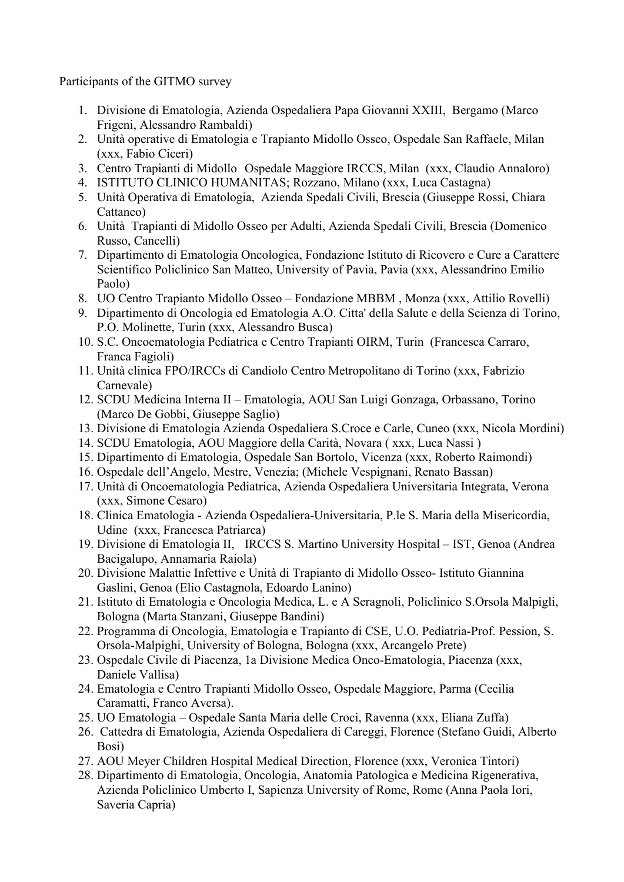Participants of the GITMO survey

1. Divisione di Ematologia, Azienda Ospedaliera Papa Giovanni XXIII, Bergamo (Marco Frigeni, Alessandro Rambaldi)
2. Unità operative di Ematologia e Trapianto Midollo Osseo, Ospedale San Raffaele, Milan (xxx, Fabio Ciceri)
3. Centro Trapianti di Midollo Ospedale Maggiore IRCCS, Milan (xxx, Claudio Annaloro)
4. ISTITUTO CLINICO HUMANITAS; Rozzano, Milano (xxx, Luca Castagna)
5. Unità Operativa di Ematologia, Azienda Spedali Civili, Brescia (Giuseppe Rossi, Chiara Cattaneo)
6. Unità Trapianti di Midollo Osseo per Adulti, Azienda Spedali Civili, Brescia (Domenico Russo, Cancelli)
7. Dipartimento di Ematologia Oncologica, Fondazione Istituto di Ricovero e Cure a Carattere Scientifico Policlinico San Matteo, University of Pavia, Pavia (xxx, Alessandrino Emilio Paolo)
8. UO Centro Trapianto Midollo Osseo – Fondazione MBBM , Monza (xxx, Attilio Rovelli)
9. Dipartimento di Oncologia ed Ematologia A.O. Citta' della Salute e della Scienza di Torino, P.O. Molinette, Turin (xxx, Alessandro Busca)
10. S.C. Oncoematologia Pediatrica e Centro Trapianti OIRM, Turin (Francesca Carraro, Franca Fagioli)
11. Unità clinica FPO/IRCCs di Candiolo Centro Metropolitano di Torino (xxx, Fabrizio Carnevale)
12. SCDU Medicina Interna II – Ematologia, AOU San Luigi Gonzaga, Orbassano, Torino (Marco De Gobbi, Giuseppe Saglio)
13. Divisione di Ematologia Azienda Ospedaliera S.Croce e Carle, Cuneo (xxx, Nicola Mordini)
14. SCDU Ematologia, AOU Maggiore della Carità, Novara ( xxx, Luca Nassi )
15. Dipartimento di Ematologia, Ospedale San Bortolo, Vicenza (xxx, Roberto Raimondi)
16. Ospedale dell'Angelo, Mestre, Venezia; (Michele Vespignani, Renato Bassan)
17. Unità di Oncoematologia Pediatrica, Azienda Ospedaliera Universitaria Integrata, Verona (xxx, Simone Cesaro)
18. Clinica Ematologia - Azienda Ospedaliera-Universitaria, P.le S. Maria della Misericordia, Udine (xxx, Francesca Patriarca)
19. Divisione di Ematologia II, IRCCS S. Martino University Hospital – IST, Genoa (Andrea Bacigalupo, Annamaria Raiola)
20. Divisione Malattie Infettive e Unità di Trapianto di Midollo Osseo- Istituto Giannina Gaslini, Genoa (Elio Castagnola, Edoardo Lanino)
21. Istituto di Ematologia e Oncologia Medica, L. e A Seragnoli, Policlinico S.Orsola Malpigli, Bologna (Marta Stanzani, Giuseppe Bandini)
22. Programma di Oncologia, Ematologia e Trapianto di CSE, U.O. Pediatria-Prof. Pession, S. Orsola-Malpighi, University of Bologna, Bologna (xxx, Arcangelo Prete)
23. Ospedale Civile di Piacenza, 1a Divisione Medica Onco-Ematologia, Piacenza (xxx, Daniele Vallisa)
24. Ematologia e Centro Trapianti Midollo Osseo, Ospedale Maggiore, Parma (Cecilia Caramatti, Franco Aversa).
25. UO Ematologia – Ospedale Santa Maria delle Croci, Ravenna (xxx, Eliana Zuffa)
26. Cattedra di Ematologia, Azienda Ospedaliera di Careggi, Florence (Stefano Guidi, Alberto Bosi)
27. AOU Meyer Children Hospital Medical Direction, Florence (xxx, Veronica Tintori)
28. Dipartimento di Ematologia, Oncologia, Anatomia Patologica e Medicina Rigenerativa, Azienda Policlinico Umberto I, Sapienza University of Rome, Rome (Anna Paola Iori, Saveria Capria)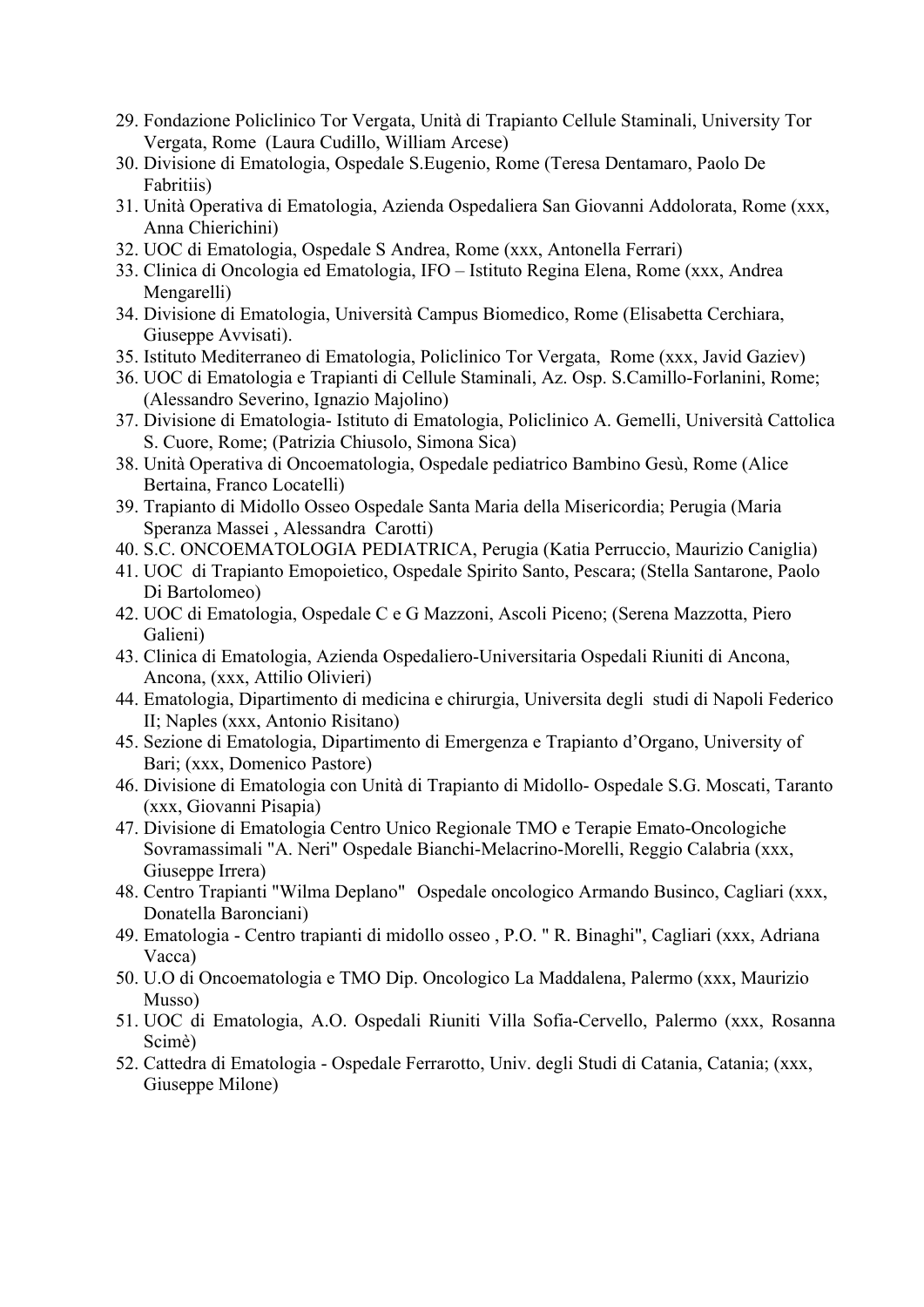29. Fondazione Policlinico Tor Vergata, Unità di Trapianto Cellule Staminali, University Tor Vergata, Rome  (Laura Cudillo, William Arcese)
30. Divisione di Ematologia, Ospedale S.Eugenio, Rome (Teresa Dentamaro, Paolo De Fabritiis)
31. Unità Operativa di Ematologia, Azienda Ospedaliera San Giovanni Addolorata, Rome (xxx, Anna Chierichini)
32. UOC di Ematologia, Ospedale S Andrea, Rome (xxx, Antonella Ferrari)
33. Clinica di Oncologia ed Ematologia, IFO – Istituto Regina Elena, Rome (xxx, Andrea Mengarelli)
34. Divisione di Ematologia, Università Campus Biomedico, Rome (Elisabetta Cerchiara, Giuseppe Avvisati).
35. Istituto Mediterraneo di Ematologia, Policlinico Tor Vergata,  Rome (xxx, Javid Gaziev)
36. UOC di Ematologia e Trapianti di Cellule Staminali, Az. Osp. S.Camillo-Forlanini, Rome; (Alessandro Severino, Ignazio Majolino)
37. Divisione di Ematologia- Istituto di Ematologia, Policlinico A. Gemelli, Università Cattolica S. Cuore, Rome; (Patrizia Chiusolo, Simona Sica)
38. Unità Operativa di Oncoematologia, Ospedale pediatrico Bambino Gesù, Rome (Alice Bertaina, Franco Locatelli)
39. Trapianto di Midollo Osseo Ospedale Santa Maria della Misericordia; Perugia (Maria Speranza Massei , Alessandra  Carotti)
40. S.C. ONCOEMATOLOGIA PEDIATRICA, Perugia (Katia Perruccio, Maurizio Caniglia)
41. UOC  di Trapianto Emopoietico, Ospedale Spirito Santo, Pescara; (Stella Santarone, Paolo Di Bartolomeo)
42. UOC di Ematologia, Ospedale C e G Mazzoni, Ascoli Piceno; (Serena Mazzotta, Piero Galieni)
43. Clinica di Ematologia, Azienda Ospedaliero-Universitaria Ospedali Riuniti di Ancona, Ancona, (xxx, Attilio Olivieri)
44. Ematologia, Dipartimento di medicina e chirurgia, Universita degli  studi di Napoli Federico II; Naples (xxx, Antonio Risitano)
45. Sezione di Ematologia, Dipartimento di Emergenza e Trapianto d'Organo, University of Bari; (xxx, Domenico Pastore)
46. Divisione di Ematologia con Unità di Trapianto di Midollo- Ospedale S.G. Moscati, Taranto (xxx, Giovanni Pisapia)
47. Divisione di Ematologia Centro Unico Regionale TMO e Terapie Emato-Oncologiche Sovramassimali "A. Neri" Ospedale Bianchi-Melacrino-Morelli, Reggio Calabria (xxx, Giuseppe Irrera)
48. Centro Trapianti "Wilma Deplano"  Ospedale oncologico Armando Businco, Cagliari (xxx, Donatella Baronciani)
49. Ematologia - Centro trapianti di midollo osseo , P.O. " R. Binaghi", Cagliari (xxx, Adriana Vacca)
50. U.O di Oncoematologia e TMO Dip. Oncologico La Maddalena, Palermo (xxx, Maurizio Musso)
51. UOC di Ematologia, A.O. Ospedali Riuniti Villa Sofia-Cervello, Palermo (xxx, Rosanna Scimè)
52. Cattedra di Ematologia - Ospedale Ferrarotto, Univ. degli Studi di Catania, Catania; (xxx, Giuseppe Milone)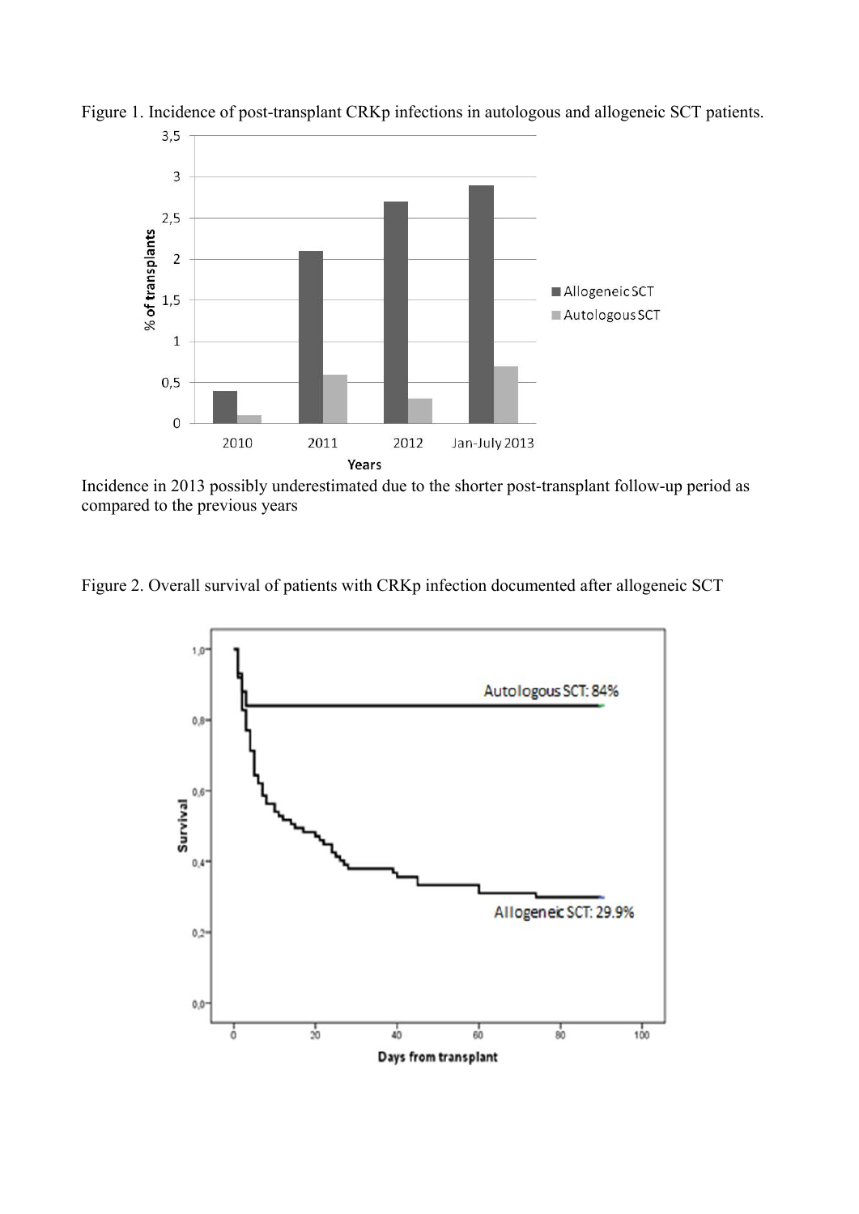Figure 1. Incidence of post-transplant CRKp infections in autologous and allogeneic SCT patients.

Incidence in 2013 possibly underestimated due to the shorter post-transplant follow-up period as compared to the previous years

Figure 2. Overall survival of patients with CRKp infection documented after allogeneic SCT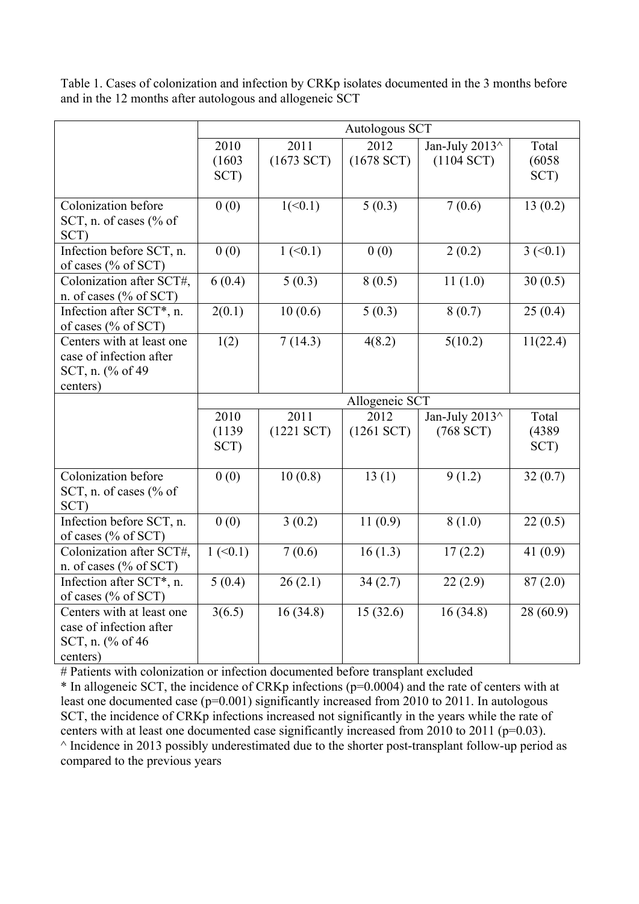Table 1. Cases of colonization and infection by CRKp isolates documented in the 3 months before and in the 12 months after autologous and allogeneic SCT

| | Autologous SCT | | | | |
|---|---|---|---|---|---|
| | 2010 (1603 SCT) | 2011 (1673 SCT) | 2012 (1678 SCT) | Jan-July 2013^ (1104 SCT) | Total (6058 SCT) |
| Colonization before SCT, n. of cases (% of SCT) | 0 (0) | 1(<0.1) | 5 (0.3) | 7 (0.6) | 13 (0.2) |
| Infection before SCT, n. of cases (% of SCT) | 0 (0) | 1 (<0.1) | 0 (0) | 2 (0.2) | 3 (<0.1) |
| Colonization after SCT#, n. of cases (% of SCT) | 6 (0.4) | 5 (0.3) | 8 (0.5) | 11 (1.0) | 30 (0.5) |
| Infection after SCT*, n. of cases (% of SCT) | 2(0.1) | 10 (0.6) | 5 (0.3) | 8 (0.7) | 25 (0.4) |
| Centers with at least one case of infection after SCT, n. (% of 49 centers) | 1(2) | 7 (14.3) | 4(8.2) | 5(10.2) | 11(22.4) |
| | Allogeneic SCT | | | | |
| | 2010 (1139 SCT) | 2011 (1221 SCT) | 2012 (1261 SCT) | Jan-July 2013^ (768 SCT) | Total (4389 SCT) |
| Colonization before SCT, n. of cases (% of SCT) | 0 (0) | 10 (0.8) | 13 (1) | 9 (1.2) | 32 (0.7) |
| Infection before SCT, n. of cases (% of SCT) | 0 (0) | 3 (0.2) | 11 (0.9) | 8 (1.0) | 22 (0.5) |
| Colonization after SCT#, n. of cases (% of SCT) | 1 (<0.1) | 7 (0.6) | 16 (1.3) | 17 (2.2) | 41 (0.9) |
| Infection after SCT*, n. of cases (% of SCT) | 5 (0.4) | 26 (2.1) | 34 (2.7) | 22 (2.9) | 87 (2.0) |
| Centers with at least one case of infection after SCT, n. (% of 46 centers) | 3(6.5) | 16 (34.8) | 15 (32.6) | 16 (34.8) | 28 (60.9) |

# Patients with colonization or infection documented before transplant excluded

* In allogeneic SCT, the incidence of CRKp infections ($p=0.0004$) and the rate of centers with at least one documented case ($p=0.001$) significantly increased from 2010 to 2011. In autologous SCT, the incidence of CRKp infections increased not significantly in the years while the rate of centers with at least one documented case significantly increased from 2010 to 2011 ($p=0.03$).

^ Incidence in 2013 possibly underestimated due to the shorter post-transplant follow-up period as compared to the previous years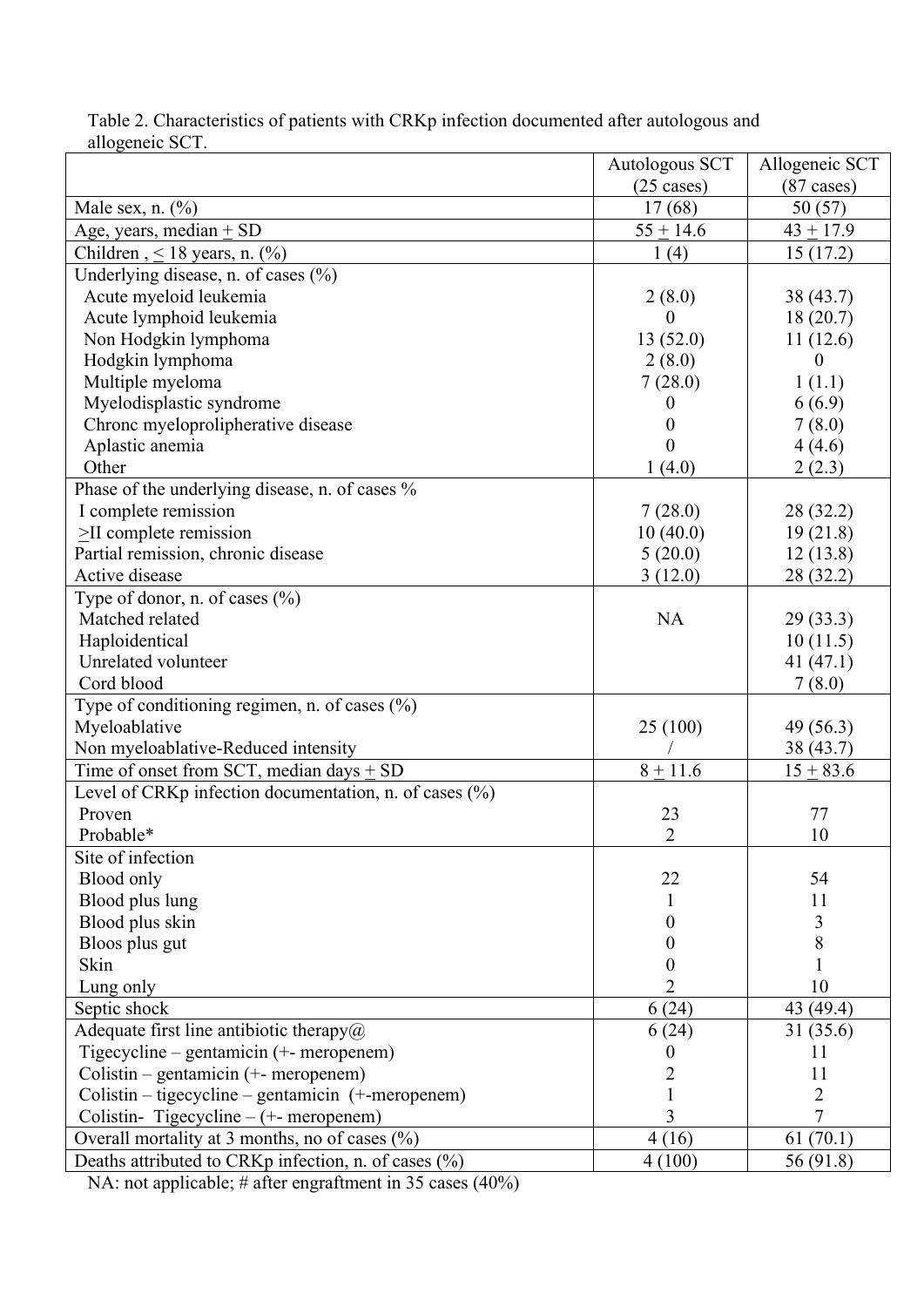Table 2. Characteristics of patients with CRKp infection documented after autologous and allogeneic SCT.

| | Autologous SCT (25 cases) | Allogeneic SCT (87 cases) |
|---|---|---|
| Male sex, n. (%) | 17 (68) | 50 (57) |
| Age, years, median ± SD | 55 ± 14.6 | 43 ± 17.9 |
| Children , ≤ 18 years, n. (%) | 1 (4) | 15 (17.2) |
| Underlying disease, n. of cases (%) | | |
| Acute myeloid leukemia | 2 (8.0) | 38 (43.7) |
| Acute lymphoid leukemia | 0 | 18 (20.7) |
| Non Hodgkin lymphoma | 13 (52.0) | 11 (12.6) |
| Hodgkin lymphoma | 2 (8.0) | 0 |
| Multiple myeloma | 7 (28.0) | 1 (1.1) |
| Myelodisplastic syndrome | 0 | 6 (6.9) |
| Chronc myelopropliferative disease | 0 | 7 (8.0) |
| Aplastic anemia | 0 | 4 (4.6) |
| Other | 1 (4.0) | 2 (2.3) |
| Phase of the underlying disease, n. of cases % | | |
| I complete remission | 7 (28.0) | 28 (32.2) |
| ≥II complete remission | 10 (40.0) | 19 (21.8) |
| Partial remission, chronic disease | 5 (20.0) | 12 (13.8) |
| Active disease | 3 (12.0) | 28 (32.2) |
| Type of donor, n. of cases (%) | | |
| Matched related | NA | 29 (33.3) |
| Haploidentical | | 10 (11.5) |
| Unrelated volunteer | | 41 (47.1) |
| Cord blood | | 7 (8.0) |
| Type of conditioning regimen, n. of cases (%) | | |
| Myeloablative | 25 (100) | 49 (56.3) |
| Non myeloablative-Reduced intensity | / | 38 (43.7) |
| Time of onset from SCT, median days ± SD | 8 ± 11.6 | 15 ± 83.6 |
| Level of CRKp infection documentation, n. of cases (%) | | |
| Proven | 23 | 77 |
| Probable* | 2 | 10 |
| Site of infection | | |
| Blood only | 22 | 54 |
| Blood plus lung | 1 | 11 |
| Blood plus skin | 0 | 3 |
| Bloos plus gut | 0 | 8 |
| Skin | 0 | 1 |
| Lung only | 2 | 10 |
| Septic shock | 6 (24) | 43 (49.4) |
| Adequate first line antibiotic therapy@ | 6 (24) | 31 (35.6) |
| Tigecycline – gentamicin (+- meropenem) | 0 | 11 |
| Colistin – gentamicin (+- meropenem) | 2 | 11 |
| Colistin – tigecycline – gentamicin (+-meropenem) | 1 | 2 |
| Colistin- Tigecycline – (+- meropenem) | 3 | 7 |
| Overall mortality at 3 months, no of cases (%) | 4 (16) | 61 (70.1) |
| Deaths attributed to CRKp infection, n. of cases (%) | 4 (100) | 56 (91.8) |

NA: not applicable; # after engraftment in 35 cases (40%)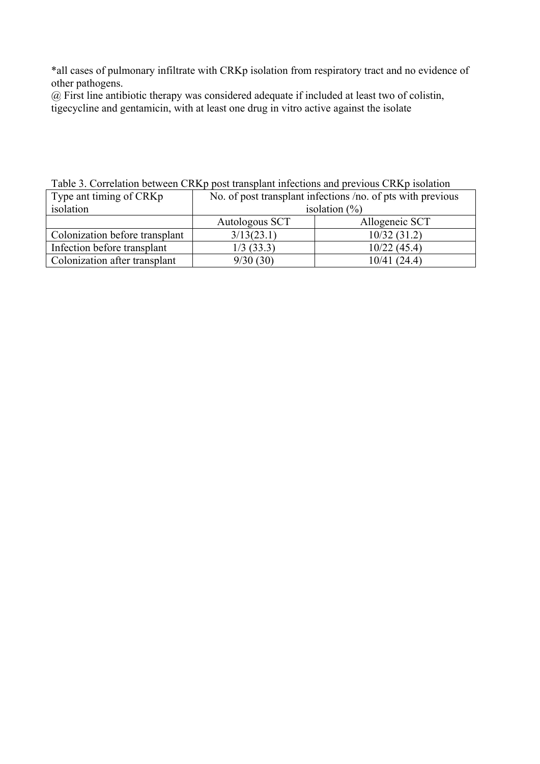*all cases of pulmonary infiltrate with CRKp isolation from respiratory tract and no evidence of other pathogens.

@ First line antibiotic therapy was considered adequate if included at least two of colistin, tigecycline and gentamicin, with at least one drug in vitro active against the isolate

Table 3. Correlation between CRKp post transplant infections and previous CRKp isolation

| Type ant timing of CRKp isolation | No. of post transplant infections /no. of pts with previous isolation (%) | |
|---|---|---|
| | Autologous SCT | Allogeneic SCT |
| Colonization before transplant | 3/13(23.1) | 10/32 (31.2) |
| Infection before transplant | 1/3 (33.3) | 10/22 (45.4) |
| Colonization after transplant | 9/30 (30) | 10/41 (24.4) |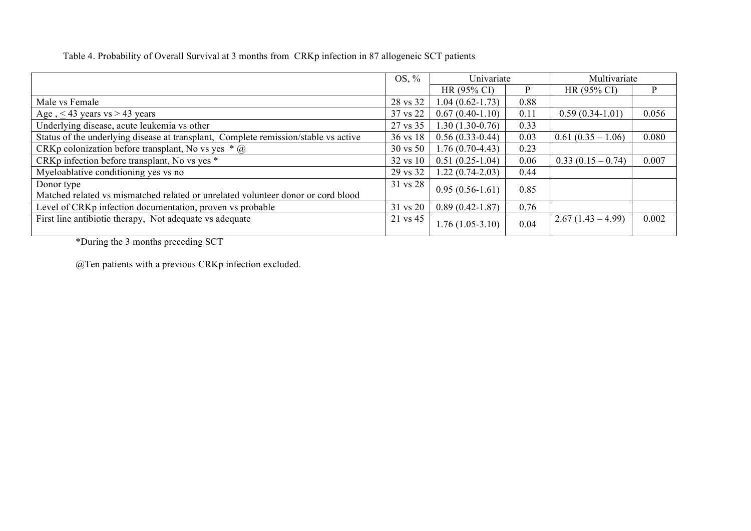Table 4. Probability of Overall Survival at 3 months from CRKp infection in 87 allogeneic SCT patients

| | OS, % | Univariate | | Multivariate | |
|---|---|---|---|---|---|
| | | HR (95% CI) | P | HR (95% CI) | P |
| Male vs Female | 28 vs 32 | 1.04 (0.62-1.73) | 0.88 | | |
| Age , < 43 years vs > 43 years | 37 vs 22 | 0.67 (0.40-1.10) | 0.11 | 0.59 (0.34-1.01) | 0.056 |
| Underlying disease, acute leukemia vs other | 27 vs 35 | 1.30 (1.30-0.76) | 0.33 | | |
| Status of the underlying disease at transplant, Complete remission/stable vs active | 36 vs 18 | 0.56 (0.33-0.44) | 0.03 | 0.61 (0.35 – 1.06) | 0.080 |
| CRKp colonization before transplant, No vs yes * @ | 30 vs 50 | 1.76 (0.70-4.43) | 0.23 | | |
| CRKp infection before transplant, No vs yes * | 32 vs 10 | 0.51 (0.25-1.04) | 0.06 | 0.33 (0.15 – 0.74) | 0.007 |
| Myeloablative conditioning yes vs no | 29 vs 32 | 1.22 (0.74-2.03) | 0.44 | | |
| Donor type<br>Matched related vs mismatched related or unrelated volunteer donor or cord blood | 31 vs 28 | 0.95 (0.56-1.61) | 0.85 | | |
| Level of CRKp infection documentation, proven vs probable | 31 vs 20 | 0.89 (0.42-1.87) | 0.76 | | |
| First line antibiotic therapy, Not adequate vs adequate | 21 vs 45 | 1.76 (1.05-3.10) | 0.04 | 2.67 (1.43 – 4.99) | 0.002 |

*During the 3 months preceding SCT

@Ten patients with a previous CRKp infection excluded.